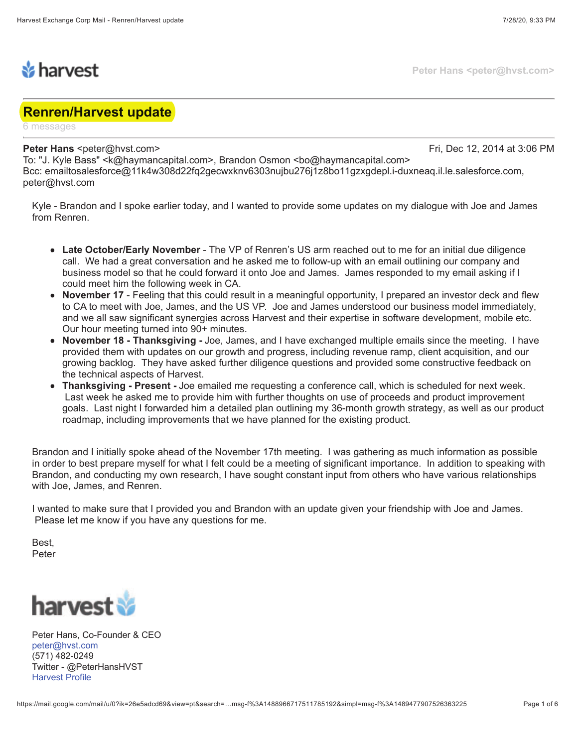harvest

Peter Hans <peter@hvst.com>

# Renren/Harvest update

6 messages

**Peter Hans** <peter@hvst.com> Fri, Dec 12, 2014 at 3:06 PM
To: "J. Kyle Bass" <k@haymancapital.com>, Brandon Osmon <bo@haymancapital.com>
Bcc: emailtosalesforce@11k4w308d22fq2gecwxknv6303nujbu276j1z8bo11gzxgdepl.i-duxneaq.il.le.salesforce.com, peter@hvst.com

Kyle - Brandon and I spoke earlier today, and I wanted to provide some updates on my dialogue with Joe and James from Renren.

- **Late October/Early November** - The VP of Renren's US arm reached out to me for an initial due diligence call. We had a great conversation and he asked me to follow-up with an email outlining our company and business model so that he could forward it onto Joe and James. James responded to my email asking if I could meet him the following week in CA.
- **November 17** - Feeling that this could result in a meaningful opportunity, I prepared an investor deck and flew to CA to meet with Joe, James, and the US VP. Joe and James understood our business model immediately, and we all saw significant synergies across Harvest and their expertise in software development, mobile etc. Our hour meeting turned into 90+ minutes.
- **November 18 - Thanksgiving -** Joe, James, and I have exchanged multiple emails since the meeting. I have provided them with updates on our growth and progress, including revenue ramp, client acquisition, and our growing backlog. They have asked further diligence questions and provided some constructive feedback on the technical aspects of Harvest.
- **Thanksgiving - Present -** Joe emailed me requesting a conference call, which is scheduled for next week. Last week he asked me to provide him with further thoughts on use of proceeds and product improvement goals. Last night I forwarded him a detailed plan outlining my 36-month growth strategy, as well as our product roadmap, including improvements that we have planned for the existing product.

Brandon and I initially spoke ahead of the November 17th meeting. I was gathering as much information as possible in order to best prepare myself for what I felt could be a meeting of significant importance. In addition to speaking with Brandon, and conducting my own research, I have sought constant input from others who have various relationships with Joe, James, and Renren.

I wanted to make sure that I provided you and Brandon with an update given your friendship with Joe and James. Please let me know if you have any questions for me.

Best,
Peter

harvest

Peter Hans, Co-Founder & CEO
peter@hvst.com
(571) 482-0249
Twitter - @PeterHansHVST
Harvest Profile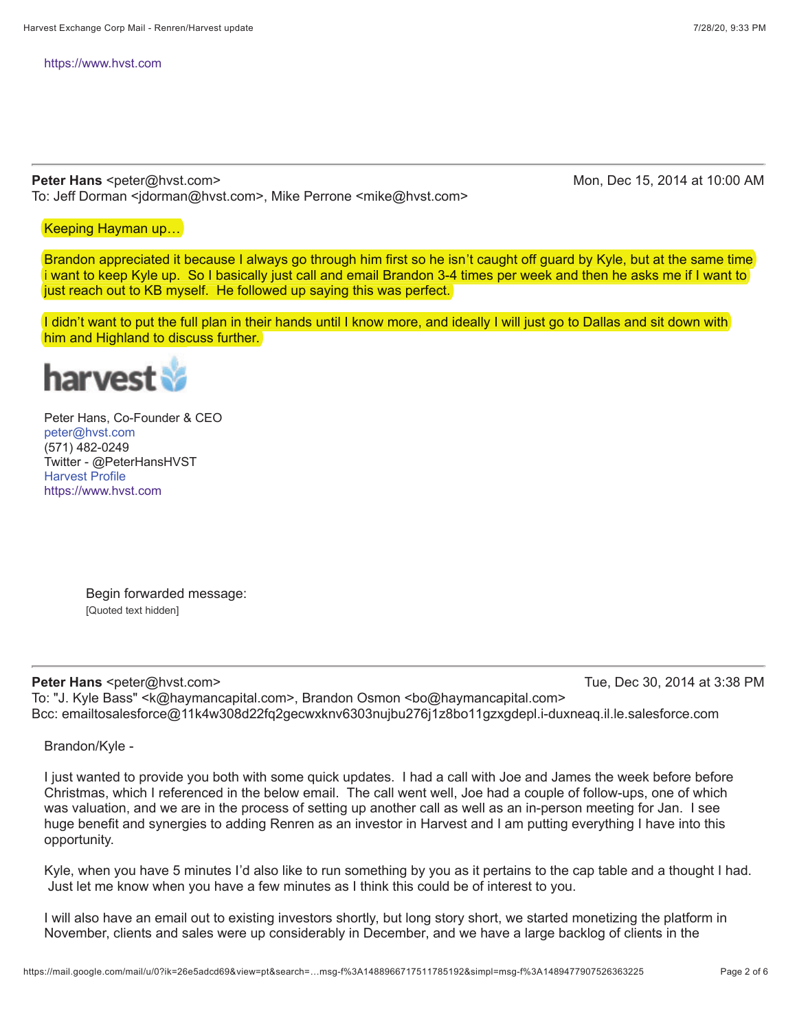https://www.hvst.com

---

**Peter Hans** <peter@hvst.com>  Mon, Dec 15, 2014 at 10:00 AM
To: Jeff Dorman <jdorman@hvst.com>, Mike Perrone <mike@hvst.com>

Keeping Hayman up…

Brandon appreciated it because I always go through him first so he isn't caught off guard by Kyle, but at the same time i want to keep Kyle up. So I basically just call and email Brandon 3-4 times per week and then he asks me if I want to just reach out to KB myself. He followed up saying this was perfect.

I didn't want to put the full plan in their hands until I know more, and ideally I will just go to Dallas and sit down with him and Highland to discuss further.

harvest

Peter Hans, Co-Founder & CEO
peter@hvst.com
(571) 482-0249
Twitter - @PeterHansHVST
Harvest Profile
https://www.hvst.com

> Begin forwarded message:
> [Quoted text hidden]

---

**Peter Hans** <peter@hvst.com>  Tue, Dec 30, 2014 at 3:38 PM
To: "J. Kyle Bass" <k@haymancapital.com>, Brandon Osmon <bo@haymancapital.com>
Bcc: emailtosalesforce@11k4w308d22fq2gecwxknv6303nujbu276j1z8bo11gzxgdepl.i-duxneaq.il.le.salesforce.com

Brandon/Kyle -

I just wanted to provide you both with some quick updates. I had a call with Joe and James the week before before Christmas, which I referenced in the below email. The call went well, Joe had a couple of follow-ups, one of which was valuation, and we are in the process of setting up another call as well as an in-person meeting for Jan. I see huge benefit and synergies to adding Renren as an investor in Harvest and I am putting everything I have into this opportunity.

Kyle, when you have 5 minutes I'd also like to run something by you as it pertains to the cap table and a thought I had. Just let me know when you have a few minutes as I think this could be of interest to you.

I will also have an email out to existing investors shortly, but long story short, we started monetizing the platform in November, clients and sales were up considerably in December, and we have a large backlog of clients in the